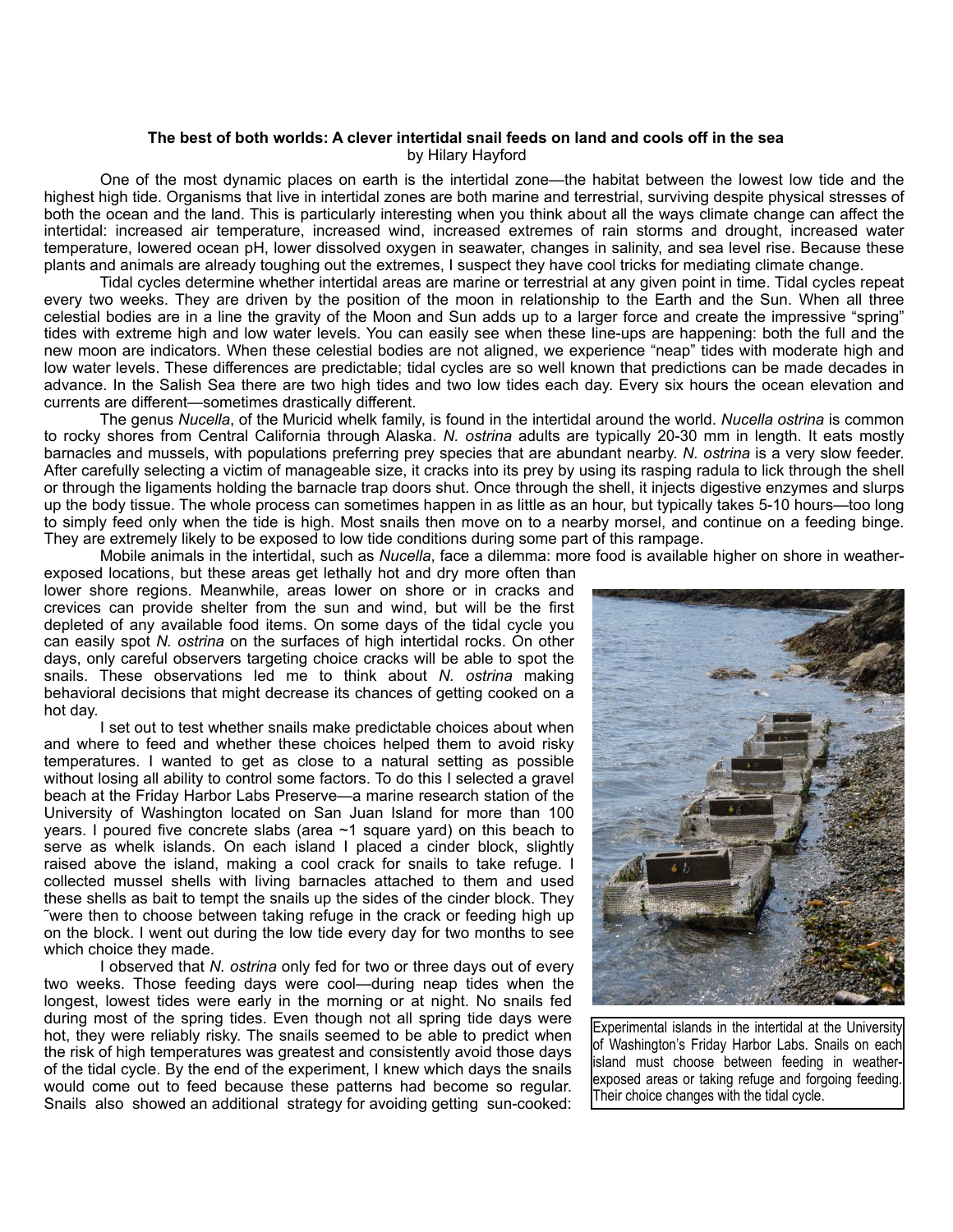**The best of both worlds: A clever intertidal snail feeds on land and cools off in the sea**
by Hilary Hayford

One of the most dynamic places on earth is the intertidal zone—the habitat between the lowest low tide and the highest high tide. Organisms that live in intertidal zones are both marine and terrestrial, surviving despite physical stresses of both the ocean and the land. This is particularly interesting when you think about all the ways climate change can affect the intertidal: increased air temperature, increased wind, increased extremes of rain storms and drought, increased water temperature, lowered ocean pH, lower dissolved oxygen in seawater, changes in salinity, and sea level rise. Because these plants and animals are already toughing out the extremes, I suspect they have cool tricks for mediating climate change.

Tidal cycles determine whether intertidal areas are marine or terrestrial at any given point in time. Tidal cycles repeat every two weeks. They are driven by the position of the moon in relationship to the Earth and the Sun. When all three celestial bodies are in a line the gravity of the Moon and Sun adds up to a larger force and create the impressive "spring" tides with extreme high and low water levels. You can easily see when these line-ups are happening: both the full and the new moon are indicators. When these celestial bodies are not aligned, we experience "neap" tides with moderate high and low water levels. These differences are predictable; tidal cycles are so well known that predictions can be made decades in advance. In the Salish Sea there are two high tides and two low tides each day. Every six hours the ocean elevation and currents are different—sometimes drastically different.

The genus *Nucella*, of the Muricid whelk family, is found in the intertidal around the world. *Nucella ostrina* is common to rocky shores from Central California through Alaska. *N. ostrina* adults are typically 20-30 mm in length. It eats mostly barnacles and mussels, with populations preferring prey species that are abundant nearby. *N. ostrina* is a very slow feeder. After carefully selecting a victim of manageable size, it cracks into its prey by using its rasping radula to lick through the shell or through the ligaments holding the barnacle trap doors shut. Once through the shell, it injects digestive enzymes and slurps up the body tissue. The whole process can sometimes happen in as little as an hour, but typically takes 5-10 hours—too long to simply feed only when the tide is high. Most snails then move on to a nearby morsel, and continue on a feeding binge. They are extremely likely to be exposed to low tide conditions during some part of this rampage.

Mobile animals in the intertidal, such as *Nucella*, face a dilemma: more food is available higher on shore in weather-exposed locations, but these areas get lethally hot and dry more often than lower shore regions. Meanwhile, areas lower on shore or in cracks and crevices can provide shelter from the sun and wind, but will be the first depleted of any available food items. On some days of the tidal cycle you can easily spot *N. ostrina* on the surfaces of high intertidal rocks. On other days, only careful observers targeting choice cracks will be able to spot the snails. These observations led me to think about *N. ostrina* making behavioral decisions that might decrease its chances of getting cooked on a hot day.

I set out to test whether snails make predictable choices about when and where to feed and whether these choices helped them to avoid risky temperatures. I wanted to get as close to a natural setting as possible without losing all ability to control some factors. To do this I selected a gravel beach at the Friday Harbor Labs Preserve—a marine research station of the University of Washington located on San Juan Island for more than 100 years. I poured five concrete slabs (area ~1 square yard) on this beach to serve as whelk islands. On each island I placed a cinder block, slightly raised above the island, making a cool crack for snails to take refuge. I collected mussel shells with living barnacles attached to them and used these shells as bait to tempt the snails up the sides of the cinder block. They ˜were then to choose between taking refuge in the crack or feeding high up on the block. I went out during the low tide every day for two months to see which choice they made.

I observed that *N. ostrina* only fed for two or three days out of every two weeks. Those feeding days were cool—during neap tides when the longest, lowest tides were early in the morning or at night. No snails fed during most of the spring tides. Even though not all spring tide days were hot, they were reliably risky. The snails seemed to be able to predict when the risk of high temperatures was greatest and consistently avoid those days of the tidal cycle. By the end of the experiment, I knew which days the snails would come out to feed because these patterns had become so regular. Snails also showed an additional strategy for avoiding getting sun-cooked:

Experimental islands in the intertidal at the University of Washington's Friday Harbor Labs. Snails on each island must choose between feeding in weather-exposed areas or taking refuge and forgoing feeding. Their choice changes with the tidal cycle.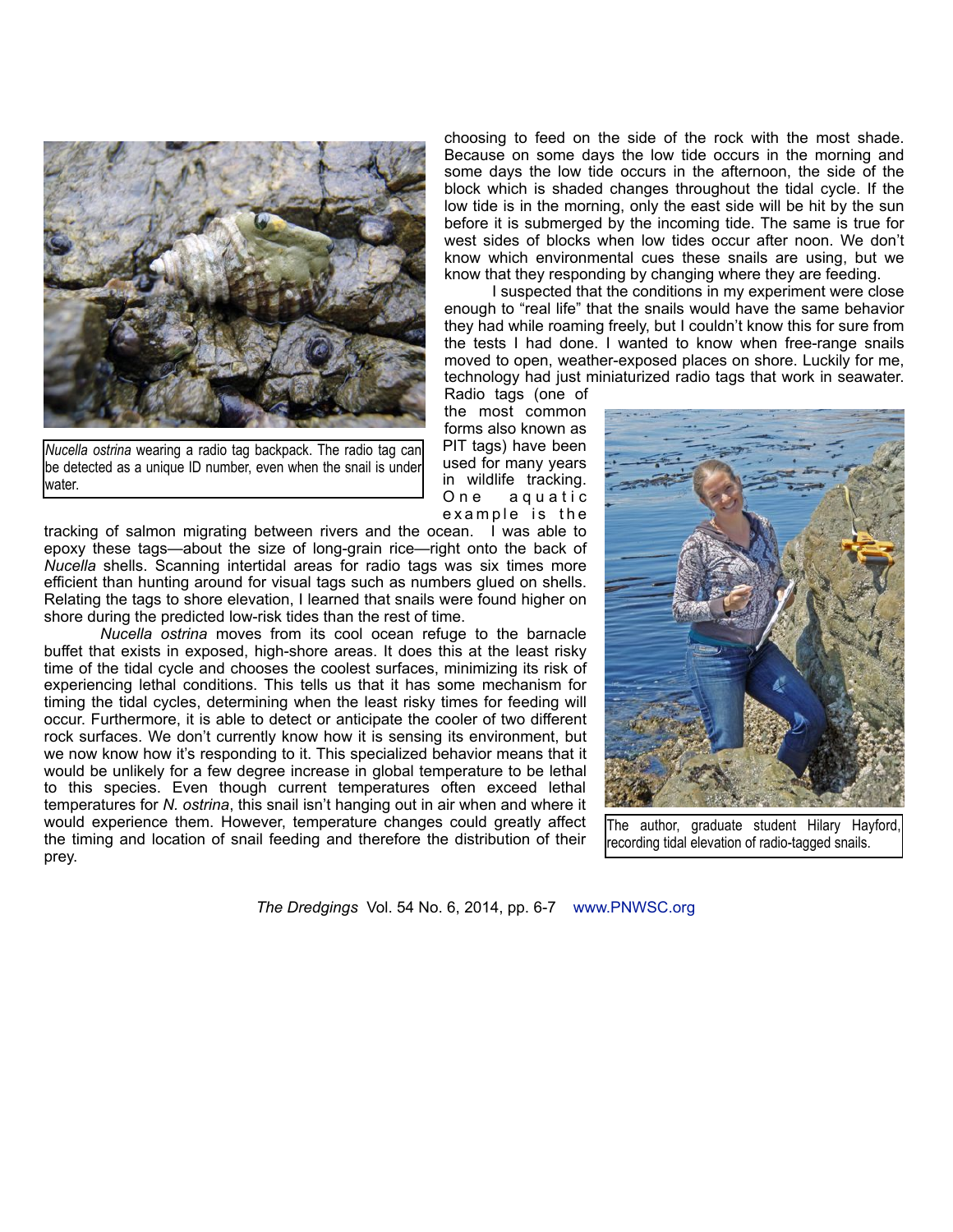choosing to feed on the side of the rock with the most shade. Because on some days the low tide occurs in the morning and some days the low tide occurs in the afternoon, the side of the block which is shaded changes throughout the tidal cycle. If the low tide is in the morning, only the east side will be hit by the sun before it is submerged by the incoming tide. The same is true for west sides of blocks when low tides occur after noon. We don't know which environmental cues these snails are using, but we know that they responding by changing where they are feeding.

I suspected that the conditions in my experiment were close enough to "real life" that the snails would have the same behavior they had while roaming freely, but I couldn't know this for sure from the tests I had done. I wanted to know when free-range snails moved to open, weather-exposed places on shore. Luckily for me, technology had just miniaturized radio tags that work in seawater. Radio tags (one of the most common forms also known as PIT tags) have been used for many years in wildlife tracking. One aquatic example is the tracking of salmon migrating between rivers and the ocean. I was able to epoxy these tags—about the size of long-grain rice—right onto the back of *Nucella* shells. Scanning intertidal areas for radio tags was six times more efficient than hunting around for visual tags such as numbers glued on shells. Relating the tags to shore elevation, I learned that snails were found higher on shore during the predicted low-risk tides than the rest of time.

*Nucella ostrina* wearing a radio tag backpack. The radio tag can be detected as a unique ID number, even when the snail is under water.

*Nucella ostrina* moves from its cool ocean refuge to the barnacle buffet that exists in exposed, high-shore areas. It does this at the least risky time of the tidal cycle and chooses the coolest surfaces, minimizing its risk of experiencing lethal conditions. This tells us that it has some mechanism for timing the tidal cycles, determining when the least risky times for feeding will occur. Furthermore, it is able to detect or anticipate the cooler of two different rock surfaces. We don't currently know how it is sensing its environment, but we now know how it's responding to it. This specialized behavior means that it would be unlikely for a few degree increase in global temperature to be lethal to this species. Even though current temperatures often exceed lethal temperatures for *N. ostrina*, this snail isn't hanging out in air when and where it would experience them. However, temperature changes could greatly affect the timing and location of snail feeding and therefore the distribution of their prey.

The author, graduate student Hilary Hayford, recording tidal elevation of radio-tagged snails.